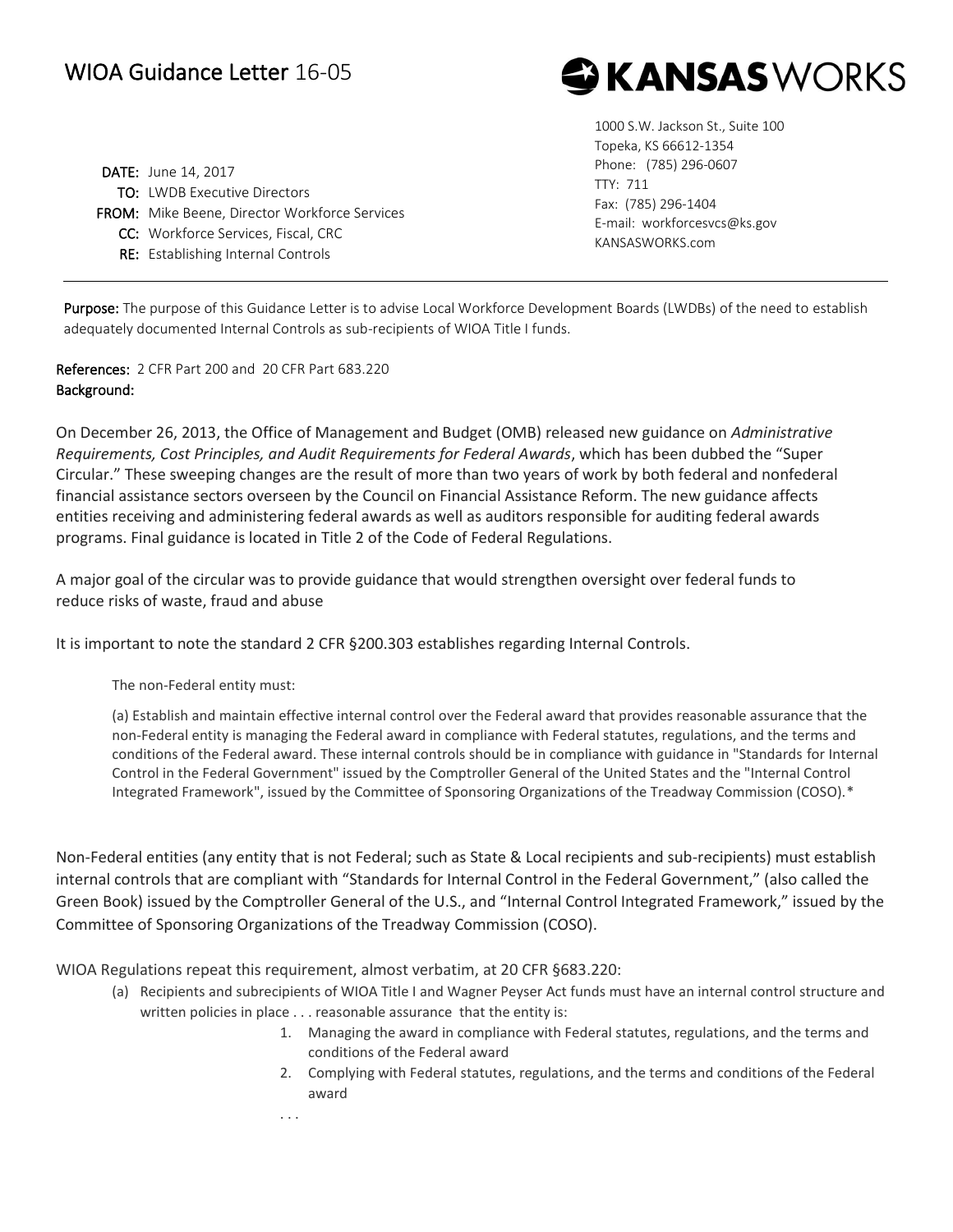# WIOA Guidance Letter 16-05

**KANSASWORKS**

1000 S.W. Jackson St., Suite 100
Topeka, KS 66612-1354
Phone: (785) 296-0607
TTY: 711
Fax: (785) 296-1404
E-mail: workforcesvcs@ks.gov
KANSASWORKS.com

**DATE:** June 14, 2017
**TO:** LWDB Executive Directors
**FROM:** Mike Beene, Director Workforce Services
**CC:** Workforce Services, Fiscal, CRC
**RE:** Establishing Internal Controls

---

**Purpose:** The purpose of this Guidance Letter is to advise Local Workforce Development Boards (LWDBs) of the need to establish adequately documented Internal Controls as sub-recipients of WIOA Title I funds.

**References:** 2 CFR Part 200 and 20 CFR Part 683.220

**Background:**

On December 26, 2013, the Office of Management and Budget (OMB) released new guidance on *Administrative Requirements, Cost Principles, and Audit Requirements for Federal Awards*, which has been dubbed the "Super Circular." These sweeping changes are the result of more than two years of work by both federal and nonfederal financial assistance sectors overseen by the Council on Financial Assistance Reform. The new guidance affects entities receiving and administering federal awards as well as auditors responsible for auditing federal awards programs. Final guidance is located in Title 2 of the Code of Federal Regulations.

A major goal of the circular was to provide guidance that would strengthen oversight over federal funds to reduce risks of waste, fraud and abuse

It is important to note the standard 2 CFR §200.303 establishes regarding Internal Controls.

> The non-Federal entity must:
>
> (a) Establish and maintain effective internal control over the Federal award that provides reasonable assurance that the non-Federal entity is managing the Federal award in compliance with Federal statutes, regulations, and the terms and conditions of the Federal award. These internal controls should be in compliance with guidance in "Standards for Internal Control in the Federal Government" issued by the Comptroller General of the United States and the "Internal Control Integrated Framework", issued by the Committee of Sponsoring Organizations of the Treadway Commission (COSO).*

Non-Federal entities (any entity that is not Federal; such as State & Local recipients and sub-recipients) must establish internal controls that are compliant with "Standards for Internal Control in the Federal Government," (also called the Green Book) issued by the Comptroller General of the U.S., and "Internal Control Integrated Framework," issued by the Committee of Sponsoring Organizations of the Treadway Commission (COSO).

WIOA Regulations repeat this requirement, almost verbatim, at 20 CFR §683.220:

(a) Recipients and subrecipients of WIOA Title I and Wagner Peyser Act funds must have an internal control structure and written policies in place . . . reasonable assurance that the entity is:

1. Managing the award in compliance with Federal statutes, regulations, and the terms and conditions of the Federal award
2. Complying with Federal statutes, regulations, and the terms and conditions of the Federal award

. . .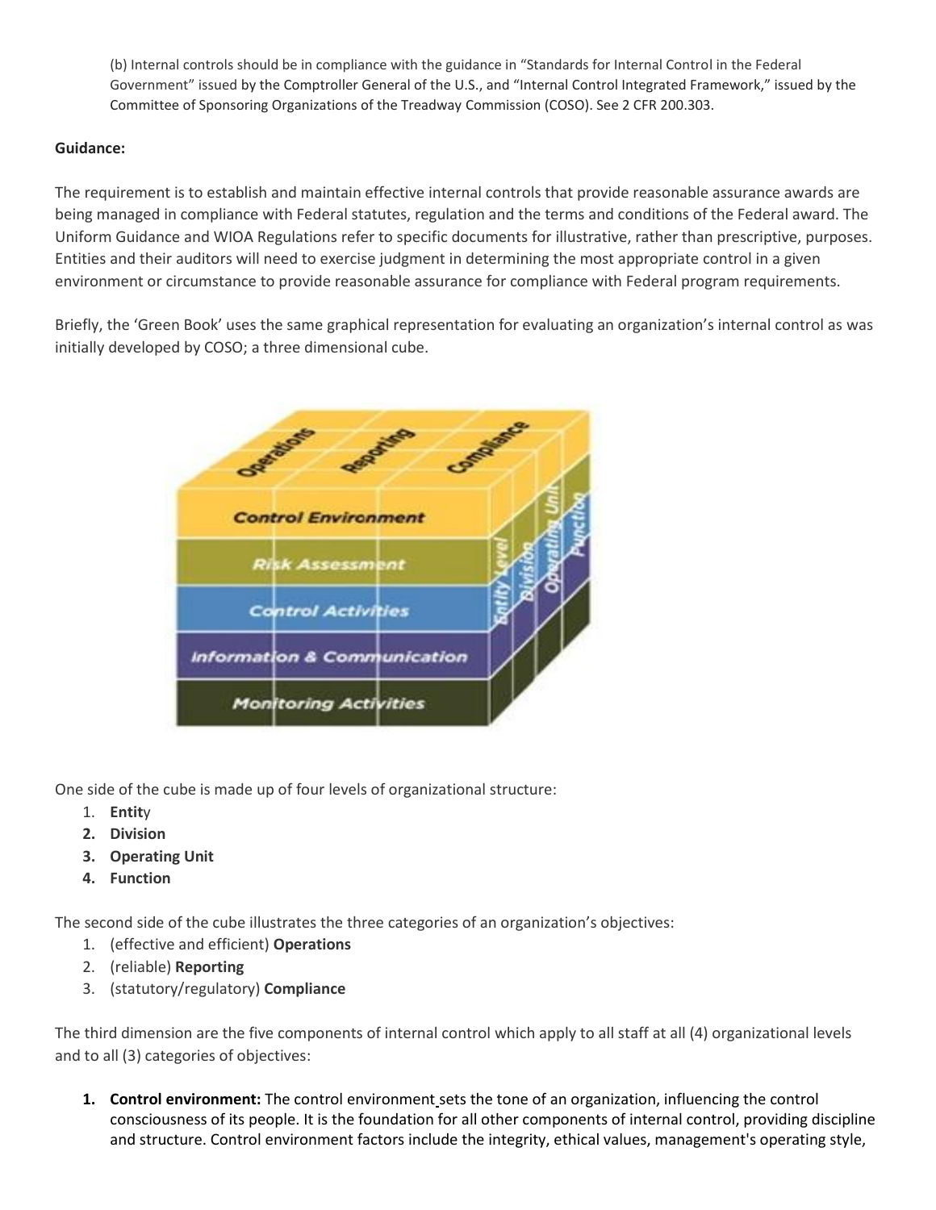(b) Internal controls should be in compliance with the guidance in "Standards for Internal Control in the Federal Government" issued by the Comptroller General of the U.S., and "Internal Control Integrated Framework," issued by the Committee of Sponsoring Organizations of the Treadway Commission (COSO). See 2 CFR 200.303.

**Guidance:**

The requirement is to establish and maintain effective internal controls that provide reasonable assurance awards are being managed in compliance with Federal statutes, regulation and the terms and conditions of the Federal award. The Uniform Guidance and WIOA Regulations refer to specific documents for illustrative, rather than prescriptive, purposes. Entities and their auditors will need to exercise judgment in determining the most appropriate control in a given environment or circumstance to provide reasonable assurance for compliance with Federal program requirements.

Briefly, the 'Green Book' uses the same graphical representation for evaluating an organization's internal control as was initially developed by COSO; a three dimensional cube.

One side of the cube is made up of four levels of organizational structure:

1. **Entity**
2. **Division**
3. **Operating Unit**
4. **Function**

The second side of the cube illustrates the three categories of an organization's objectives:

1. (effective and efficient) **Operations**
2. (reliable) **Reporting**
3. (statutory/regulatory) **Compliance**

The third dimension are the five components of internal control which apply to all staff at all (4) organizational levels and to all (3) categories of objectives:

1. **Control environment:** The control environment sets the tone of an organization, influencing the control consciousness of its people. It is the foundation for all other components of internal control, providing discipline and structure. Control environment factors include the integrity, ethical values, management's operating style,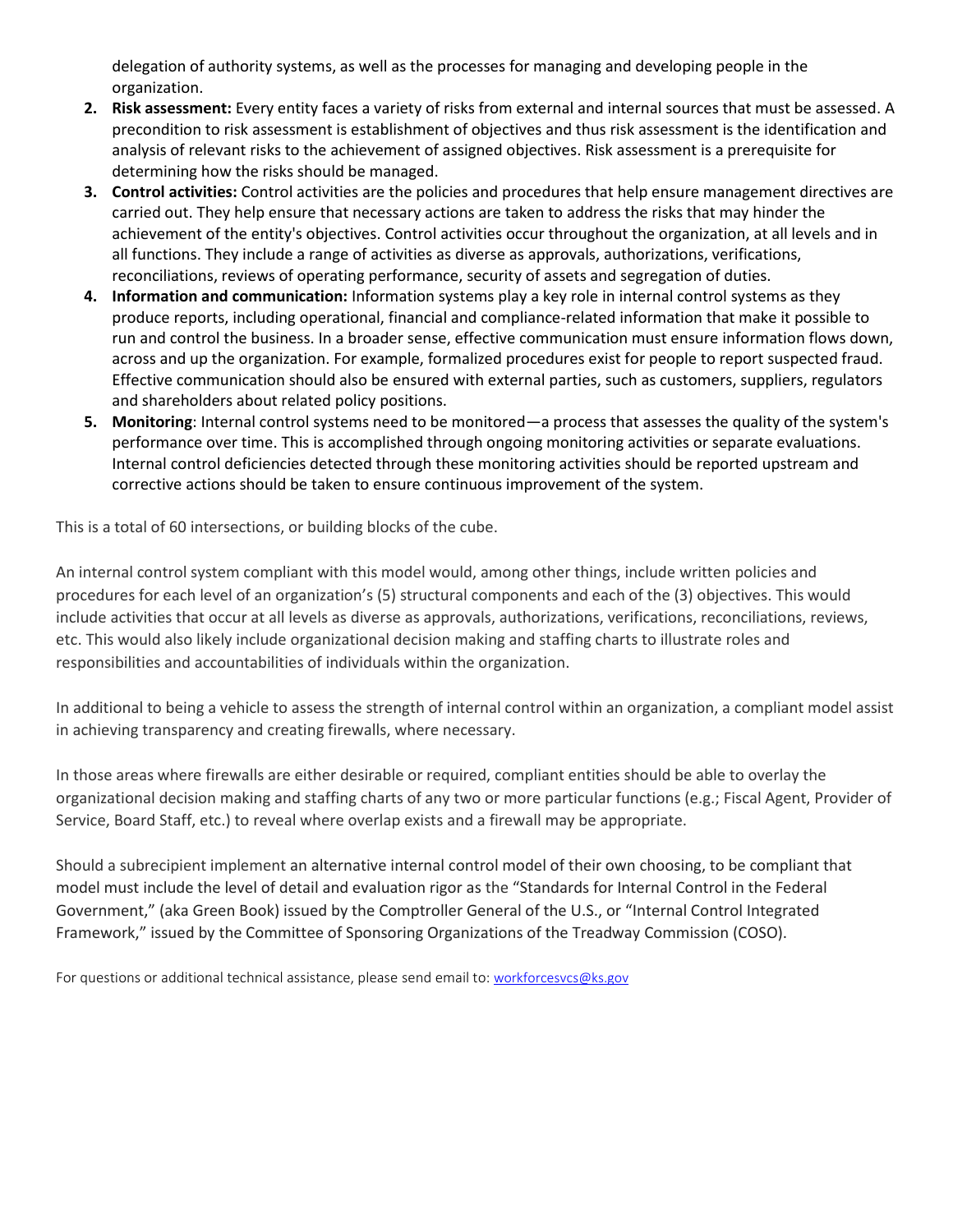delegation of authority systems, as well as the processes for managing and developing people in the organization.

2. **Risk assessment:** Every entity faces a variety of risks from external and internal sources that must be assessed. A precondition to risk assessment is establishment of objectives and thus risk assessment is the identification and analysis of relevant risks to the achievement of assigned objectives. Risk assessment is a prerequisite for determining how the risks should be managed.
3. **Control activities:** Control activities are the policies and procedures that help ensure management directives are carried out. They help ensure that necessary actions are taken to address the risks that may hinder the achievement of the entity's objectives. Control activities occur throughout the organization, at all levels and in all functions. They include a range of activities as diverse as approvals, authorizations, verifications, reconciliations, reviews of operating performance, security of assets and segregation of duties.
4. **Information and communication:** Information systems play a key role in internal control systems as they produce reports, including operational, financial and compliance-related information that make it possible to run and control the business. In a broader sense, effective communication must ensure information flows down, across and up the organization. For example, formalized procedures exist for people to report suspected fraud. Effective communication should also be ensured with external parties, such as customers, suppliers, regulators and shareholders about related policy positions.
5. **Monitoring**: Internal control systems need to be monitored—a process that assesses the quality of the system's performance over time. This is accomplished through ongoing monitoring activities or separate evaluations. Internal control deficiencies detected through these monitoring activities should be reported upstream and corrective actions should be taken to ensure continuous improvement of the system.

This is a total of 60 intersections, or building blocks of the cube.

An internal control system compliant with this model would, among other things, include written policies and procedures for each level of an organization's (5) structural components and each of the (3) objectives. This would include activities that occur at all levels as diverse as approvals, authorizations, verifications, reconciliations, reviews, etc. This would also likely include organizational decision making and staffing charts to illustrate roles and responsibilities and accountabilities of individuals within the organization.

In additional to being a vehicle to assess the strength of internal control within an organization, a compliant model assist in achieving transparency and creating firewalls, where necessary.

In those areas where firewalls are either desirable or required, compliant entities should be able to overlay the organizational decision making and staffing charts of any two or more particular functions (e.g.; Fiscal Agent, Provider of Service, Board Staff, etc.) to reveal where overlap exists and a firewall may be appropriate.

Should a subrecipient implement an alternative internal control model of their own choosing, to be compliant that model must include the level of detail and evaluation rigor as the "Standards for Internal Control in the Federal Government," (aka Green Book) issued by the Comptroller General of the U.S., or "Internal Control Integrated Framework," issued by the Committee of Sponsoring Organizations of the Treadway Commission (COSO).

For questions or additional technical assistance, please send email to: workforcesvcs@ks.gov